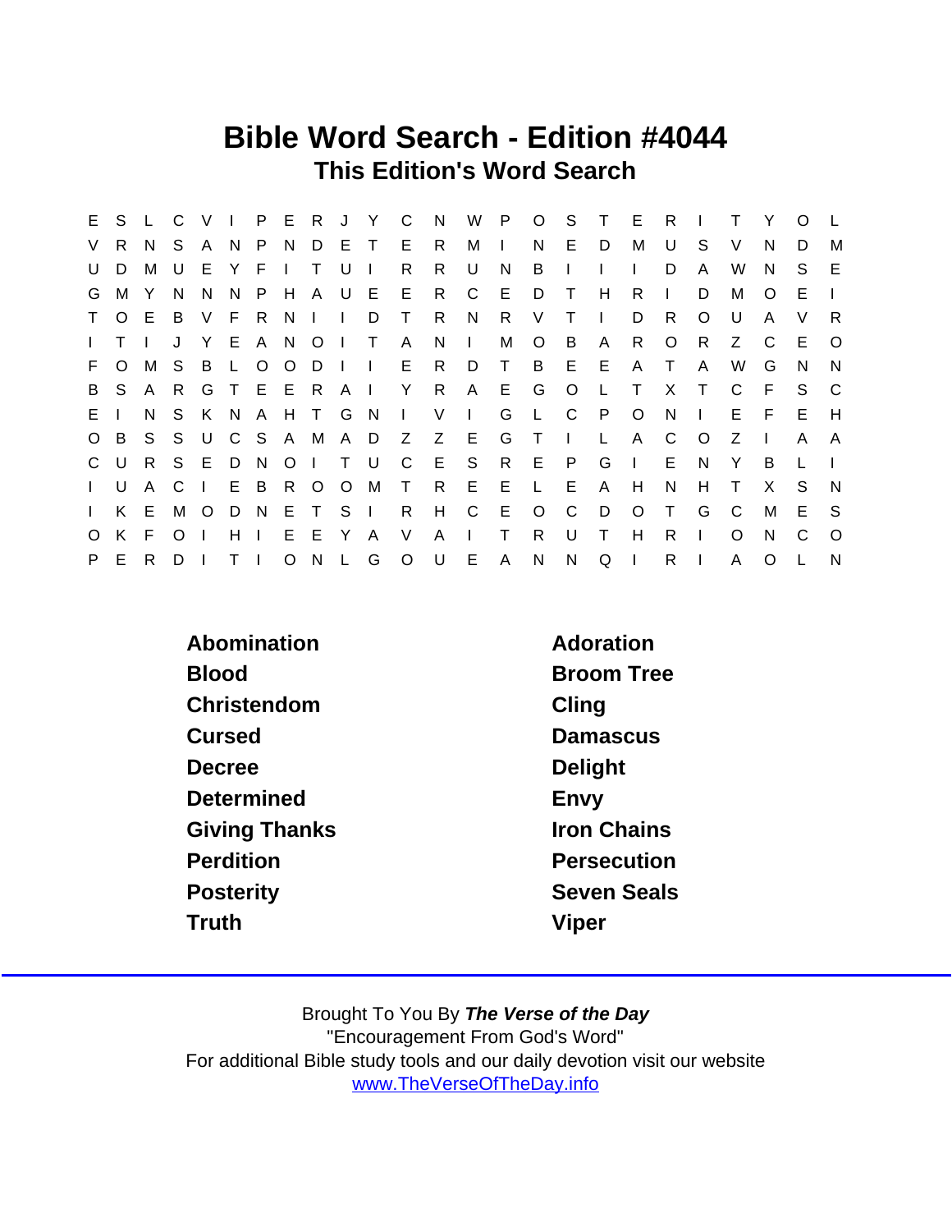# Bible Word Search - Edition #4044

## This Edition's Word Search

```
E S L C V I P E R J Y C N W P O S T E R I T Y O L
V R N S A N P N D E T E R M I N E D M U S V N D M
U D M U E Y F I T U I R R U N B I I I D A W N S E
G M Y N N N P H A U E E R C E D T H R I D M O E I
T O E B V F R N I I D T R N R V T I D R O U A V R
I T I J Y E A N O I T A N I M O B A R O R Z C E O
F O M S B L O O D I I E R D T B E E A T A W G N N
B S A R G T E E R A I Y R A E G O L T X T C F S C
E I N S K N A H T G N I V I G L C P O N I E F E H
O B S S U C S A M A D Z Z E G T I L A C O Z I A A
C U R S E D N O I T U C E S R E P G I E N Y B L I
I U A C I E B R O O M T R E E L E A H N H T X S N
I K E M O D N E T S I R H C E O C D O T G C M E S
O K F O I H I E E Y A V A I T R U T H R I O N C O
P E R D I T I O N L G O U E A N N Q I R I A O L N
```

| | |
|---|---|
| Abomination | Adoration |
| Blood | Broom Tree |
| Christendom | Cling |
| Cursed | Damascus |
| Decree | Delight |
| Determined | Envy |
| Giving Thanks | Iron Chains |
| Perdition | Persecution |
| Posterity | Seven Seals |
| Truth | Viper |

Brought To You By ***The Verse of the Day***
"Encouragement From God's Word"
For additional Bible study tools and our daily devotion visit our website
www.TheVerseOfTheDay.info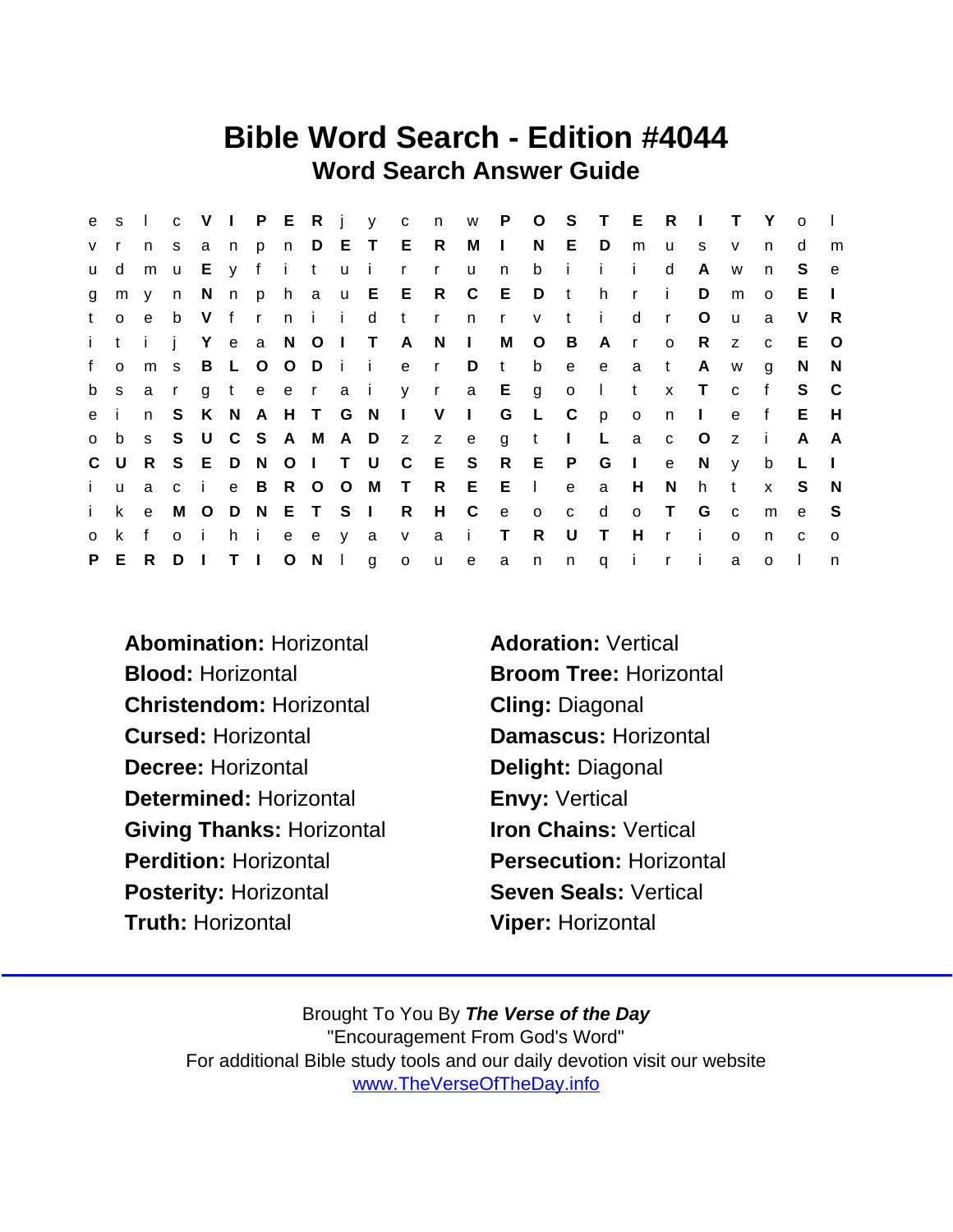# Bible Word Search - Edition #4044

## Word Search Answer Guide

```
e s l c V I P E R j y c n w P O S T E R I T Y o l
v r n s a n p n D E T E R M I N E D m u s v n d m
u d m u E y f i t u i r r u n b i i i d A w n S e
g m y n N n p h a u E E R C E D t h r i D m o E I
t o e b V f r n i i d t r n r v t i d r O u a V R
i t i j Y e a N O I T A N I M O B A r o R z c E O
f o m s B L O O D i i e r D t b e e a t A w g N N
b s a r g t e e r a i y r a E g o l t x T c f S C
e i n S K N A H T G N I V I G L C p o n I e f E H
o b s S U C S A M A D z z e g t I L a c O z i A A
C U R S E D N O I T U C E S R E P G I e N y b L I
i u a c i e B R O O M T R E E l e a H N h t x S N
i k e M O D N E T S I R H C e o c d o T G c m e S
o k f o i h i e e y a v a i T R U T H r i o n c o
P E R D I T I O N l g o u e a n n q i r i a o l n
```

**Abomination:** Horizontal
**Adoration:** Vertical
**Blood:** Horizontal
**Broom Tree:** Horizontal
**Christendom:** Horizontal
**Cling:** Diagonal
**Cursed:** Horizontal
**Damascus:** Horizontal
**Decree:** Horizontal
**Delight:** Diagonal
**Determined:** Horizontal
**Envy:** Vertical
**Giving Thanks:** Horizontal
**Iron Chains:** Vertical
**Perdition:** Horizontal
**Persecution:** Horizontal
**Posterity:** Horizontal
**Seven Seals:** Vertical
**Truth:** Horizontal
**Viper:** Horizontal

Brought To You By ***The Verse of the Day***
"Encouragement From God's Word"
For additional Bible study tools and our daily devotion visit our website
www.TheVerseOfTheDay.info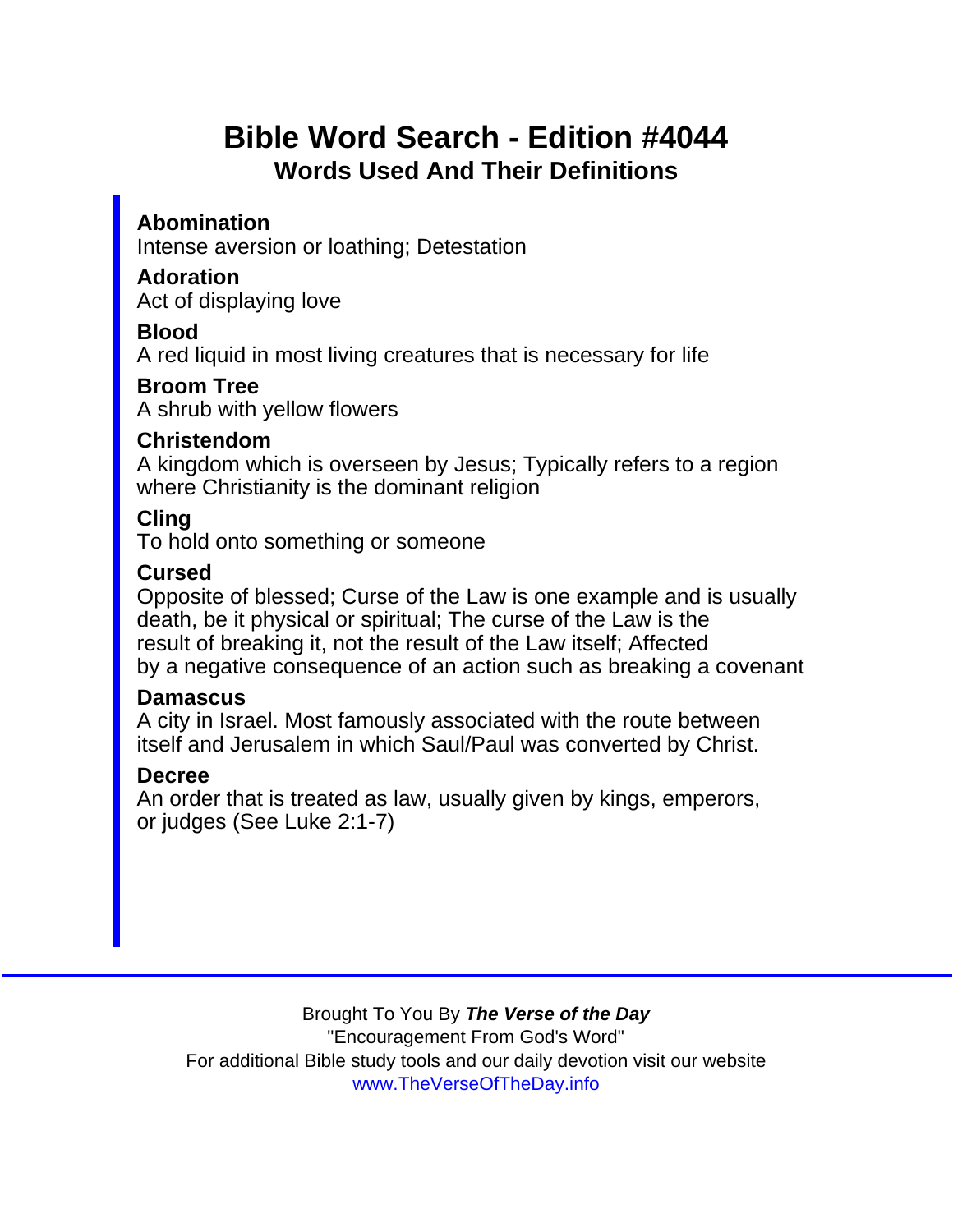# Bible Word Search - Edition #4044

## Words Used And Their Definitions

**Abomination**
Intense aversion or loathing; Detestation

**Adoration**
Act of displaying love

**Blood**
A red liquid in most living creatures that is necessary for life

**Broom Tree**
A shrub with yellow flowers

**Christendom**
A kingdom which is overseen by Jesus; Typically refers to a region where Christianity is the dominant religion

**Cling**
To hold onto something or someone

**Cursed**
Opposite of blessed; Curse of the Law is one example and is usually death, be it physical or spiritual; The curse of the Law is the result of breaking it, not the result of the Law itself; Affected by a negative consequence of an action such as breaking a covenant

**Damascus**
A city in Israel. Most famously associated with the route between itself and Jerusalem in which Saul/Paul was converted by Christ.

**Decree**
An order that is treated as law, usually given by kings, emperors, or judges (See Luke 2:1-7)

Brought To You By ***The Verse of the Day***
"Encouragement From God's Word"
For additional Bible study tools and our daily devotion visit our website
www.TheVerseOfTheDay.info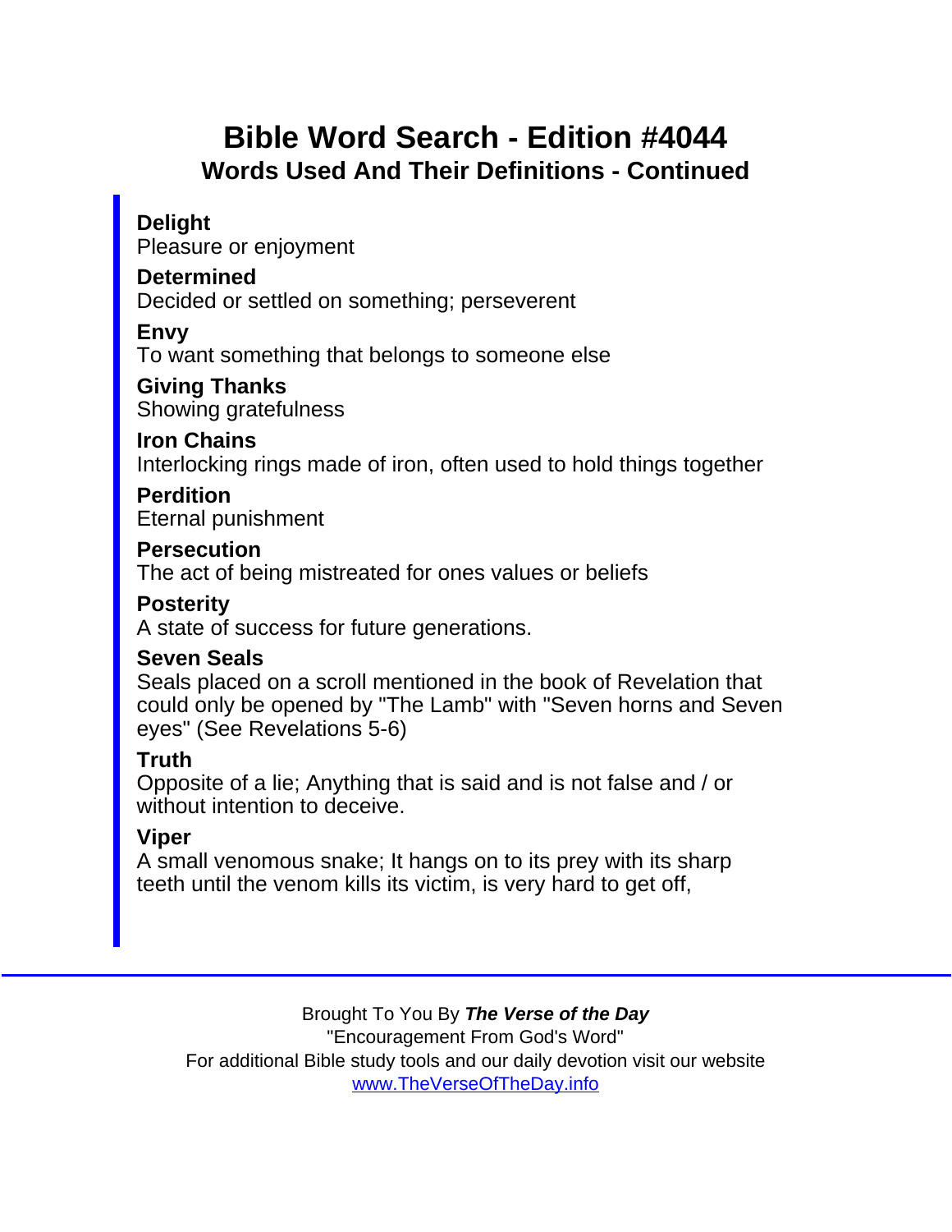# Bible Word Search - Edition #4044

## Words Used And Their Definitions - Continued

**Delight**
Pleasure or enjoyment

**Determined**
Decided or settled on something; perseverent

**Envy**
To want something that belongs to someone else

**Giving Thanks**
Showing gratefulness

**Iron Chains**
Interlocking rings made of iron, often used to hold things together

**Perdition**
Eternal punishment

**Persecution**
The act of being mistreated for ones values or beliefs

**Posterity**
A state of success for future generations.

**Seven Seals**
Seals placed on a scroll mentioned in the book of Revelation that could only be opened by "The Lamb" with "Seven horns and Seven eyes" (See Revelations 5-6)

**Truth**
Opposite of a lie; Anything that is said and is not false and / or without intention to deceive.

**Viper**
A small venomous snake; It hangs on to its prey with its sharp teeth until the venom kills its victim, is very hard to get off,

---

Brought To You By ***The Verse of the Day***
"Encouragement From God's Word"
For additional Bible study tools and our daily devotion visit our website
[www.TheVerseOfTheDay.info](http://www.TheVerseOfTheDay.info)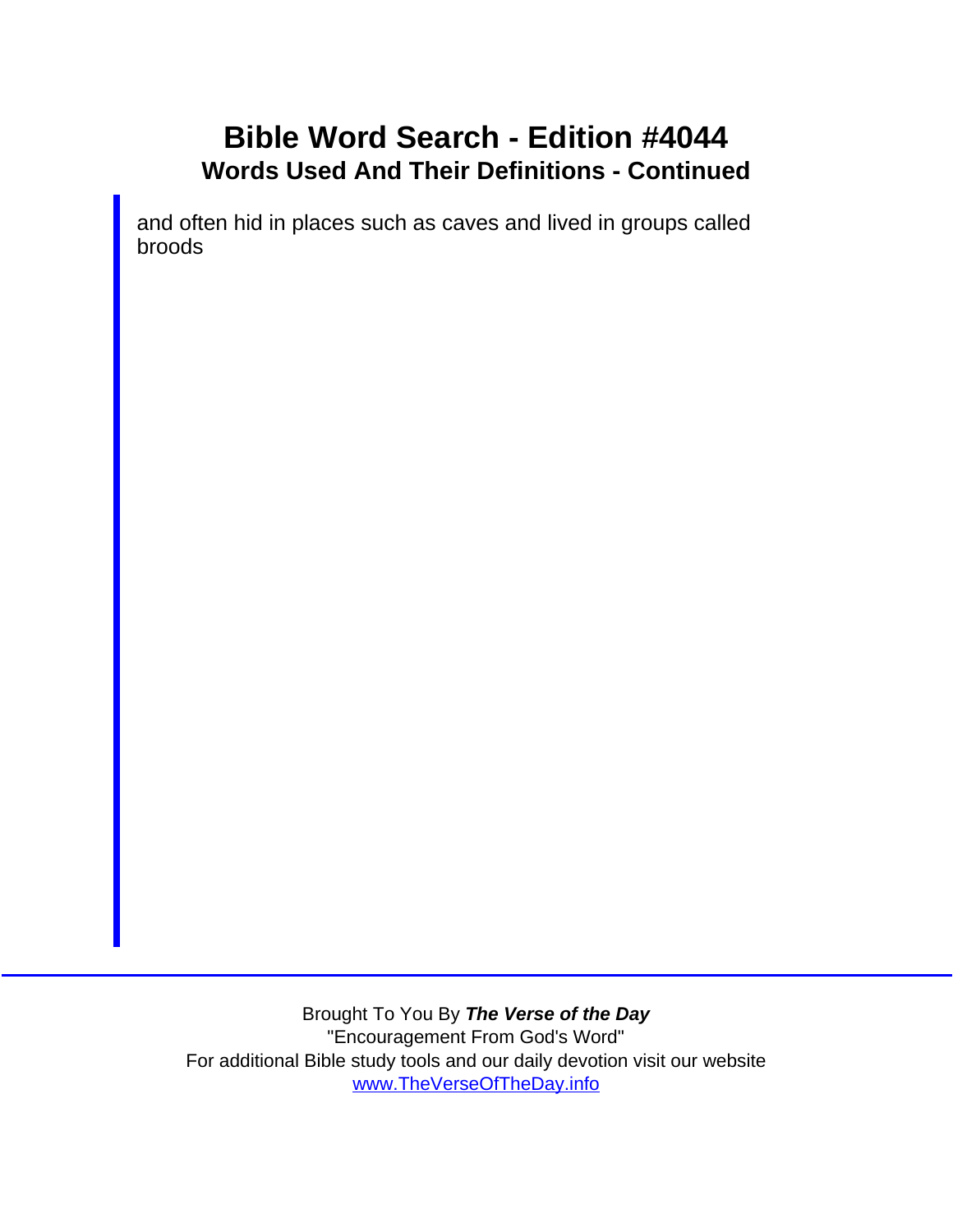# Bible Word Search - Edition #4044

## Words Used And Their Definitions - Continued

and often hid in places such as caves and lived in groups called broods

Brought To You By ***The Verse of the Day***
"Encouragement From God's Word"
For additional Bible study tools and our daily devotion visit our website
www.TheVerseOfTheDay.info